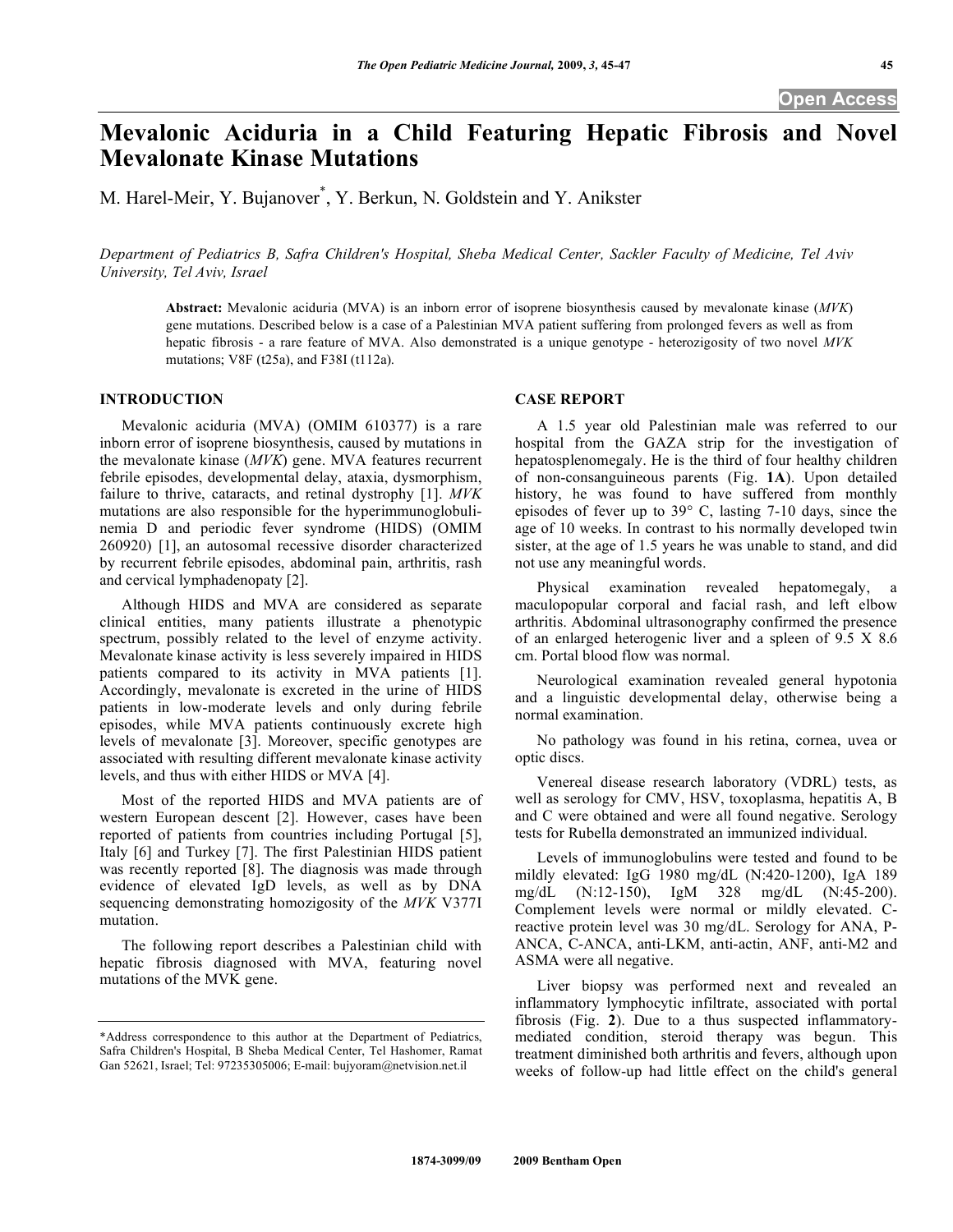# Mevalonic Aciduria in a Child Featuring Hepatic Fibrosis and Novel Mevalonate Kinase Mutations

M. Harel-Meir, Y. Bujanover*, Y. Berkun, N. Goldstein and Y. Anikster

*Department of Pediatrics B, Safra Children's Hospital, Sheba Medical Center, Sackler Faculty of Medicine, Tel Aviv University, Tel Aviv, Israel*

**Abstract:** Mevalonic aciduria (MVA) is an inborn error of isoprene biosynthesis caused by mevalonate kinase (*MVK*) gene mutations. Described below is a case of a Palestinian MVA patient suffering from prolonged fevers as well as from hepatic fibrosis - a rare feature of MVA. Also demonstrated is a unique genotype - heterozigosity of two novel *MVK* mutations; V8F (t25a), and F38I (t112a).

## INTRODUCTION

Mevalonic aciduria (MVA) (OMIM 610377) is a rare inborn error of isoprene biosynthesis, caused by mutations in the mevalonate kinase (*MVK*) gene. MVA features recurrent febrile episodes, developmental delay, ataxia, dysmorphism, failure to thrive, cataracts, and retinal dystrophy [1]. *MVK* mutations are also responsible for the hyperimmunoglobulinemia D and periodic fever syndrome (HIDS) (OMIM 260920) [1], an autosomal recessive disorder characterized by recurrent febrile episodes, abdominal pain, arthritis, rash and cervical lymphadenopaty [2].

Although HIDS and MVA are considered as separate clinical entities, many patients illustrate a phenotypic spectrum, possibly related to the level of enzyme activity. Mevalonate kinase activity is less severely impaired in HIDS patients compared to its activity in MVA patients [1]. Accordingly, mevalonate is excreted in the urine of HIDS patients in low-moderate levels and only during febrile episodes, while MVA patients continuously excrete high levels of mevalonate [3]. Moreover, specific genotypes are associated with resulting different mevalonate kinase activity levels, and thus with either HIDS or MVA [4].

Most of the reported HIDS and MVA patients are of western European descent [2]. However, cases have been reported of patients from countries including Portugal [5], Italy [6] and Turkey [7]. The first Palestinian HIDS patient was recently reported [8]. The diagnosis was made through evidence of elevated IgD levels, as well as by DNA sequencing demonstrating homozigosity of the *MVK* V377I mutation.

The following report describes a Palestinian child with hepatic fibrosis diagnosed with MVA, featuring novel mutations of the MVK gene.

## CASE REPORT

A 1.5 year old Palestinian male was referred to our hospital from the GAZA strip for the investigation of hepatosplenomegaly. He is the third of four healthy children of non-consanguineous parents (Fig. **1A**). Upon detailed history, he was found to have suffered from monthly episodes of fever up to 39° C, lasting 7-10 days, since the age of 10 weeks. In contrast to his normally developed twin sister, at the age of 1.5 years he was unable to stand, and did not use any meaningful words.

Physical examination revealed hepatomegaly, a maculopopular corporal and facial rash, and left elbow arthritis. Abdominal ultrasonography confirmed the presence of an enlarged heterogenic liver and a spleen of 9.5 X 8.6 cm. Portal blood flow was normal.

Neurological examination revealed general hypotonia and a linguistic developmental delay, otherwise being a normal examination.

No pathology was found in his retina, cornea, uvea or optic discs.

Venereal disease research laboratory (VDRL) tests, as well as serology for CMV, HSV, toxoplasma, hepatitis A, B and C were obtained and were all found negative. Serology tests for Rubella demonstrated an immunized individual.

Levels of immunoglobulins were tested and found to be mildly elevated: IgG 1980 mg/dL (N:420-1200), IgA 189 mg/dL (N:12-150), IgM 328 mg/dL (N:45-200). Complement levels were normal or mildly elevated. C-reactive protein level was 30 mg/dL. Serology for ANA, P-ANCA, C-ANCA, anti-LKM, anti-actin, ANF, anti-M2 and ASMA were all negative.

Liver biopsy was performed next and revealed an inflammatory lymphocytic infiltrate, associated with portal fibrosis (Fig. **2**). Due to a thus suspected inflammatory-mediated condition, steroid therapy was begun. This treatment diminished both arthritis and fevers, although upon weeks of follow-up had little effect on the child's general

*Address correspondence to this author at the Department of Pediatrics, Safra Children's Hospital, B Sheba Medical Center, Tel Hashomer, Ramat Gan 52621, Israel; Tel: 97235305006; E-mail: bujyoram@netvision.net.il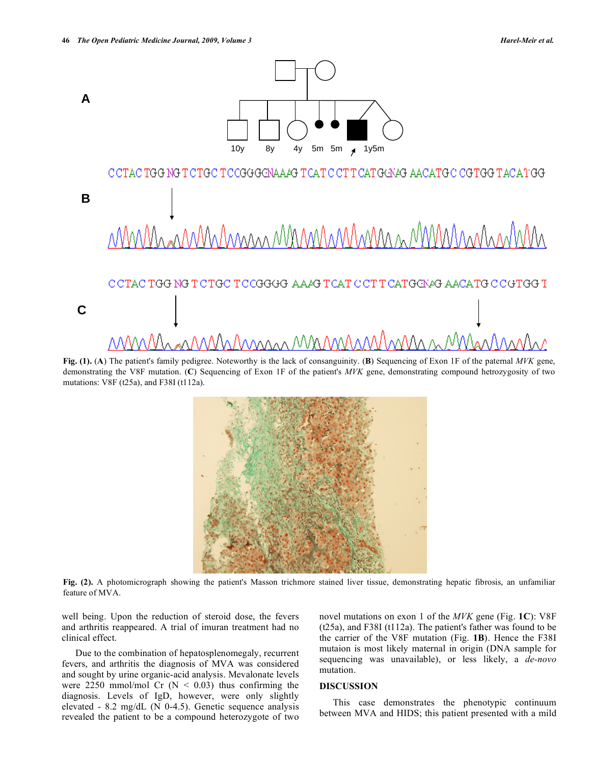**Fig. (1).** (**A**) The patient's family pedigree. Noteworthy is the lack of consanguinity. (**B**) Sequencing of Exon 1F of the paternal *MVK* gene, demonstrating the V8F mutation. (**C**) Sequencing of Exon 1F of the patient's *MVK* gene, demonstrating compound hetrozygosity of two mutations: V8F (t25a), and F38I (t112a).

**Fig. (2).** A photomicrograph showing the patient's Masson trichmore stained liver tissue, demonstrating hepatic fibrosis, an unfamiliar feature of MVA.

well being. Upon the reduction of steroid dose, the fevers and arthritis reappeared. A trial of imuran treatment had no clinical effect.

Due to the combination of hepatosplenomegaly, recurrent fevers, and arthritis the diagnosis of MVA was considered and sought by urine organic-acid analysis. Mevalonate levels were 2250 mmol/mol Cr (N < 0.03) thus confirming the diagnosis. Levels of IgD, however, were only slightly elevated - 8.2 mg/dL (N 0-4.5). Genetic sequence analysis revealed the patient to be a compound heterozygote of two novel mutations on exon 1 of the *MVK* gene (Fig. **1C**): V8F (t25a), and F38I (t112a). The patient's father was found to be the carrier of the V8F mutation (Fig. **1B**). Hence the F38I mutaion is most likely maternal in origin (DNA sample for sequencing was unavailable), or less likely, a *de-novo* mutation.

## DISCUSSION

This case demonstrates the phenotypic continuum between MVA and HIDS; this patient presented with a mild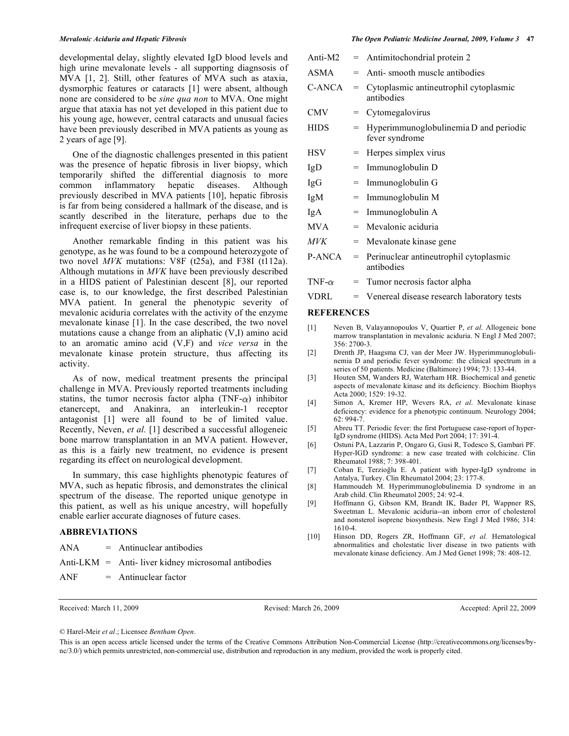developmental delay, slightly elevated IgD blood levels and high urine mevalonate levels - all supporting diagnsosis of MVA [1, 2]. Still, other features of MVA such as ataxia, dysmorphic features or cataracts [1] were absent, although none are considered to be *sine qua non* to MVA. One might argue that ataxia has not yet developed in this patient due to his young age, however, central cataracts and unusual facies have been previously described in MVA patients as young as 2 years of age [9].

One of the diagnostic challenges presented in this patient was the presence of hepatic fibrosis in liver biopsy, which temporarily shifted the differential diagnosis to more common inflammatory hepatic diseases. Although previously described in MVA patients [10], hepatic fibrosis is far from being considered a hallmark of the disease, and is scantly described in the literature, perhaps due to the infrequent exercise of liver biopsy in these patients.

Another remarkable finding in this patient was his genotype, as he was found to be a compound heterozygote of two novel *MVK* mutations: V8F (t25a), and F38I (t112a). Although mutations in *MVK* have been previously described in a HIDS patient of Palestinian descent [8], our reported case is, to our knowledge, the first described Palestinian MVA patient. In general the phenotypic severity of mevalonic aciduria correlates with the activity of the enzyme mevalonate kinase [1]. In the case described, the two novel mutations cause a change from an aliphatic (V,I) amino acid to an aromatic amino acid (V,F) and *vice versa* in the mevalonate kinase protein structure, thus affecting its activity.

As of now, medical treatment presents the principal challenge in MVA. Previously reported treatments including statins, the tumor necrosis factor alpha (TNF-$\alpha$) inhibitor etanercept, and Anakinra, an interleukin-1 receptor antagonist [1] were all found to be of limited value. Recently, Neven, *et al.* [1] described a successful allogeneic bone marrow transplantation in an MVA patient. However, as this is a fairly new treatment, no evidence is present regarding its effect on neurological development.

In summary, this case highlights phenotypic features of MVA, such as hepatic fibrosis, and demonstrates the clinical spectrum of the disease. The reported unique genotype in this patient, as well as his unique ancestry, will hopefully enable earlier accurate diagnoses of future cases.

## ABBREVIATIONS

ANA = Antinuclear antibodies

Anti-LKM = Anti- liver kidney microsomal antibodies

ANF = Antinuclear factor

Anti-M2 = Antimitochondrial protein 2

ASMA = Anti- smooth muscle antibodies

C-ANCA = Cytoplasmic antineutrophil cytoplasmic antibodies

CMV = Cytomegalovirus

HIDS = Hyperimmunoglobulinemia D and periodic fever syndrome

HSV = Herpes simplex virus

IgD = Immunoglobulin D

IgG = Immunoglobulin G

IgM = Immunoglobulin M

IgA = Immunoglobulin A

MVA = Mevalonic aciduria

*MVK* = Mevalonate kinase gene

P-ANCA = Perinuclear antineutrophil cytoplasmic antibodies

TNF-$\alpha$ = Tumor necrosis factor alpha

VDRL = Venereal disease research laboratory tests

## REFERENCES

[1] Neven B, Valayannopoulos V, Quartier P, *et al*. Allogeneic bone marrow transplantation in mevalonic aciduria. N Engl J Med 2007; 356: 2700-3.

[2] Drenth JP, Haagsma CJ, van der Meer JW. Hyperimmunoglobulinemia D and periodic fever syndrome: the clinical spectrum in a series of 50 patients. Medicine (Baltimore) 1994; 73: 133-44.

[3] Houten SM, Wanders RJ, Waterham HR. Biochemical and genetic aspects of mevalonate kinase and its deficiency. Biochim Biophys Acta 2000; 1529: 19-32.

[4] Simon A, Kremer HP, Wevers RA, *et al*. Mevalonate kinase deficiency: evidence for a phenotypic continuum. Neurology 2004; 62: 994-7.

[5] Abreu TT. Periodic fever: the first Portuguese case-report of hyper-IgD syndrome (HIDS). Acta Med Port 2004; 17: 391-4.

[6] Ostuni PA, Lazzarin P, Ongaro G, Gusi R, Todesco S, Gambari PF. Hyper-IGD syndrome: a new case treated with colchicine. Clin Rheumatol 1988; 7: 398-401.

[7] Coban E, Terzioğlu E. A patient with hyper-IgD syndrome in Antalya, Turkey. Clin Rheumatol 2004; 23: 177-8.

[8] Hammoudeh M. Hyperimmunoglobulinemia D syndrome in an Arab child. Clin Rheumatol 2005; 24: 92-4.

[9] Hoffmann G, Gibson KM, Brandt IK, Bader PI, Wappner RS, Sweetman L. Mevalonic aciduria--an inborn error of cholesterol and nonsterol isoprene biosynthesis. New Engl J Med 1986; 314: 1610-4.

[10] Hinson DD, Rogers ZR, Hoffmann GF, *et al.* Hematological abnormalities and cholestatic liver disease in two patients with mevalonate kinase deficiency. Am J Med Genet 1998; 78: 408-12.

Received: March 11, 2009 Revised: March 26, 2009 Accepted: April 22, 2009

© Harel-Meir *et al*.; Licensee *Bentham Open*.

This is an open access article licensed under the terms of the Creative Commons Attribution Non-Commercial License (http://creativecommons.org/licenses/by-nc/3.0/) which permits unrestricted, non-commercial use, distribution and reproduction in any medium, provided the work is properly cited.